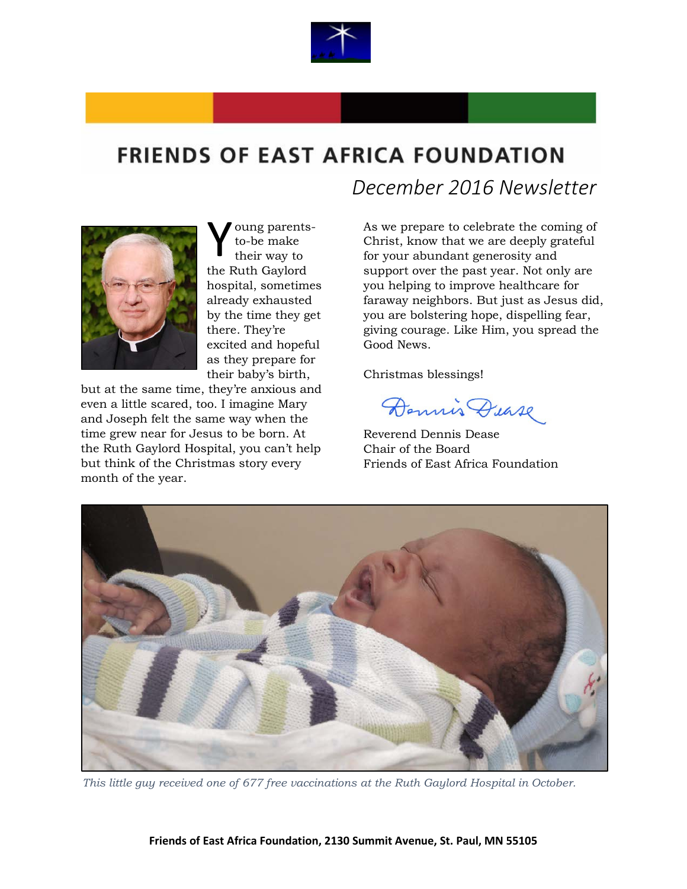# FRIENDS OF EAST AFRICA FOUNDATION

*December 2016 Newsletter*

Young parents-to-be make their way to the Ruth Gaylord hospital, sometimes already exhausted by the time they get there. They're excited and hopeful as they prepare for their baby's birth, but at the same time, they're anxious and even a little scared, too. I imagine Mary and Joseph felt the same way when the time grew near for Jesus to be born. At the Ruth Gaylord Hospital, you can't help but think of the Christmas story every month of the year.

As we prepare to celebrate the coming of Christ, know that we are deeply grateful for your abundant generosity and support over the past year. Not only are you helping to improve healthcare for faraway neighbors. But just as Jesus did, you are bolstering hope, dispelling fear, giving courage. Like Him, you spread the Good News.

Christmas blessings!

Dennis Dease

Reverend Dennis Dease
Chair of the Board
Friends of East Africa Foundation

*This little guy received one of 677 free vaccinations at the Ruth Gaylord Hospital in October.*

**Friends of East Africa Foundation, 2130 Summit Avenue, St. Paul, MN 55105**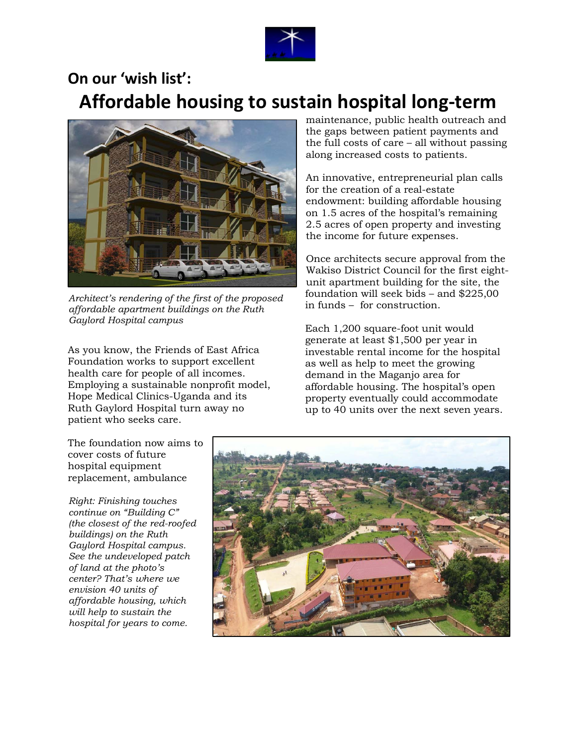## On our 'wish list':

# Affordable housing to sustain hospital long-term

*Architect's rendering of the first of the proposed affordable apartment buildings on the Ruth Gaylord Hospital campus*

As you know, the Friends of East Africa Foundation works to support excellent health care for people of all incomes. Employing a sustainable nonprofit model, Hope Medical Clinics-Uganda and its Ruth Gaylord Hospital turn away no patient who seeks care.

The foundation now aims to cover costs of future hospital equipment replacement, ambulance maintenance, public health outreach and the gaps between patient payments and the full costs of care – all without passing along increased costs to patients.

An innovative, entrepreneurial plan calls for the creation of a real-estate endowment: building affordable housing on 1.5 acres of the hospital's remaining 2.5 acres of open property and investing the income for future expenses.

Once architects secure approval from the Wakiso District Council for the first eight-unit apartment building for the site, the foundation will seek bids – and $225,00 in funds – for construction.

Each 1,200 square-foot unit would generate at least $1,500 per year in investable rental income for the hospital as well as help to meet the growing demand in the Maganjo area for affordable housing. The hospital's open property eventually could accommodate up to 40 units over the next seven years.

*Right: Finishing touches continue on "Building C" (the closest of the red-roofed buildings) on the Ruth Gaylord Hospital campus. See the undeveloped patch of land at the photo's center? That's where we envision 40 units of affordable housing, which will help to sustain the hospital for years to come.*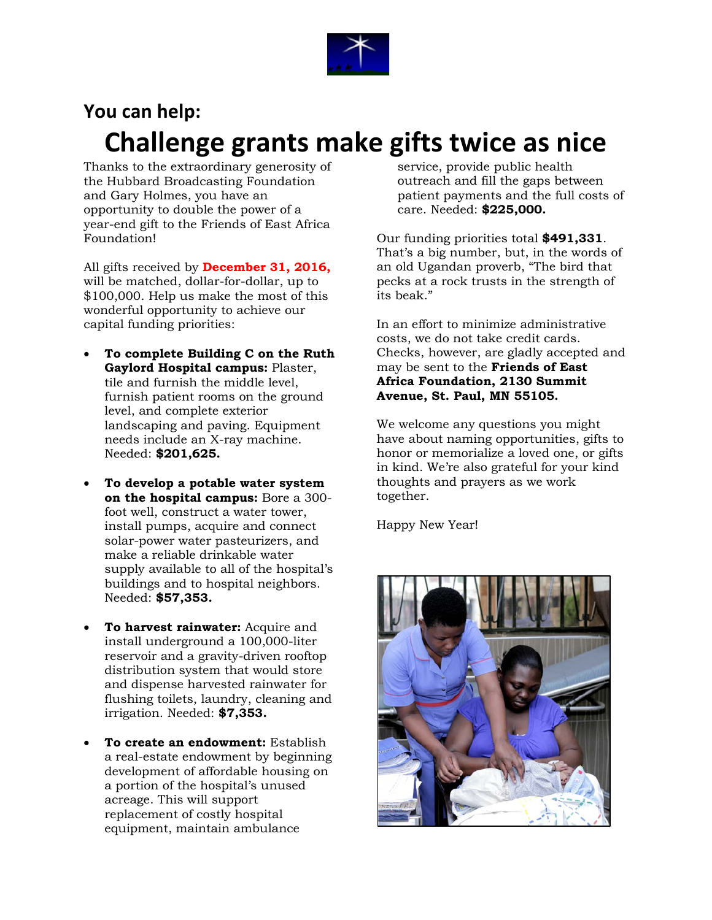## You can help:

# Challenge grants make gifts twice as nice

Thanks to the extraordinary generosity of the Hubbard Broadcasting Foundation and Gary Holmes, you have an opportunity to double the power of a year-end gift to the Friends of East Africa Foundation!

All gifts received by **December 31, 2016,** will be matched, dollar-for-dollar, up to $100,000. Help us make the most of this wonderful opportunity to achieve our capital funding priorities:

- **To complete Building C on the Ruth Gaylord Hospital campus:** Plaster, tile and furnish the middle level, furnish patient rooms on the ground level, and complete exterior landscaping and paving. Equipment needs include an X-ray machine. Needed: **$201,625.**
- **To develop a potable water system on the hospital campus:** Bore a 300-foot well, construct a water tower, install pumps, acquire and connect solar-power water pasteurizers, and make a reliable drinkable water supply available to all of the hospital's buildings and to hospital neighbors. Needed: **$57,353.**
- **To harvest rainwater:** Acquire and install underground a 100,000-liter reservoir and a gravity-driven rooftop distribution system that would store and dispense harvested rainwater for flushing toilets, laundry, cleaning and irrigation. Needed: **$7,353.**
- **To create an endowment:** Establish a real-estate endowment by beginning development of affordable housing on a portion of the hospital's unused acreage. This will support replacement of costly hospital equipment, maintain ambulance service, provide public health outreach and fill the gaps between patient payments and the full costs of care. Needed: **$225,000.**

Our funding priorities total **$491,331**. That's a big number, but, in the words of an old Ugandan proverb, "The bird that pecks at a rock trusts in the strength of its beak."

In an effort to minimize administrative costs, we do not take credit cards. Checks, however, are gladly accepted and may be sent to the **Friends of East Africa Foundation, 2130 Summit Avenue, St. Paul, MN 55105.**

We welcome any questions you might have about naming opportunities, gifts to honor or memorialize a loved one, or gifts in kind. We're also grateful for your kind thoughts and prayers as we work together.

Happy New Year!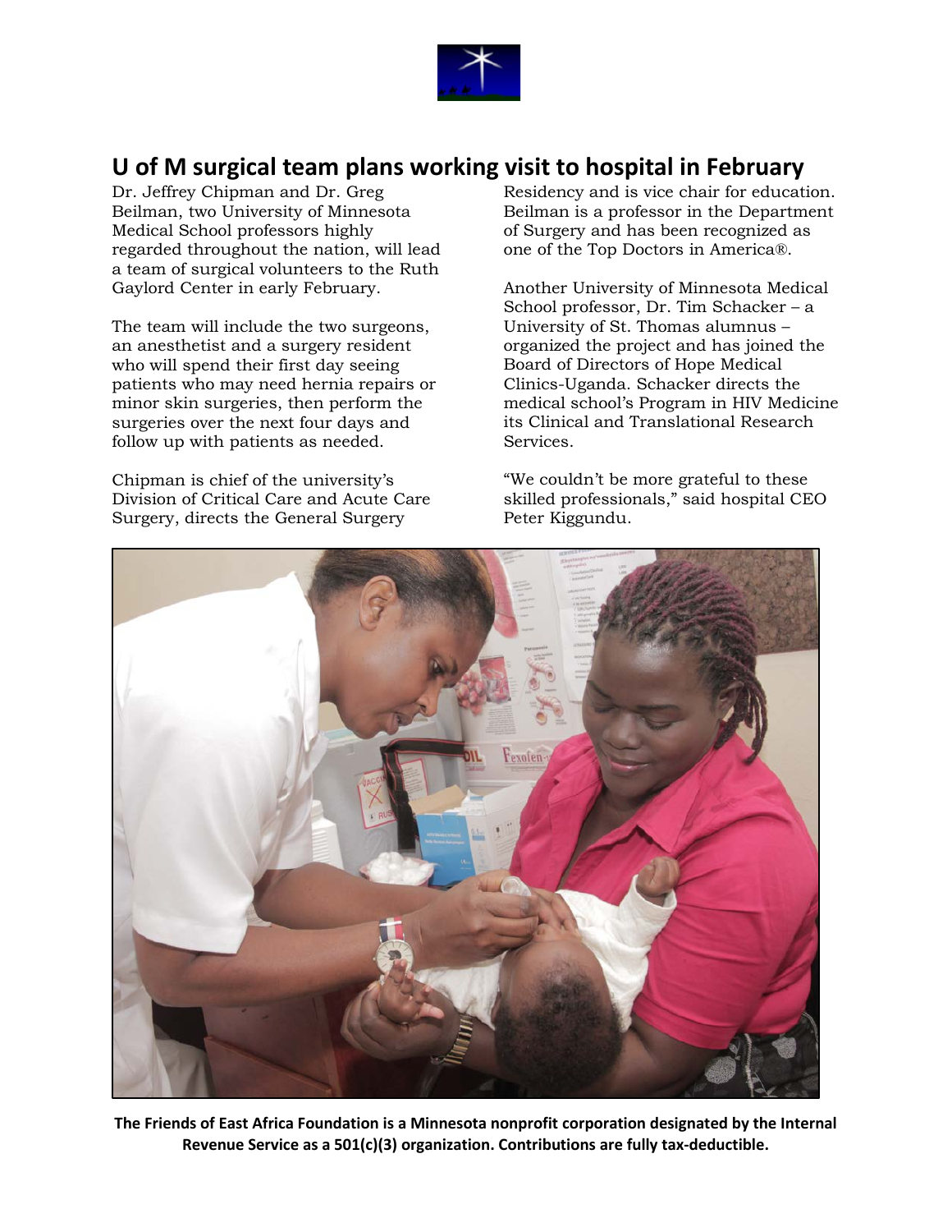## U of M surgical team plans working visit to hospital in February

Dr. Jeffrey Chipman and Dr. Greg Beilman, two University of Minnesota Medical School professors highly regarded throughout the nation, will lead a team of surgical volunteers to the Ruth Gaylord Center in early February.

The team will include the two surgeons, an anesthetist and a surgery resident who will spend their first day seeing patients who may need hernia repairs or minor skin surgeries, then perform the surgeries over the next four days and follow up with patients as needed.

Chipman is chief of the university's Division of Critical Care and Acute Care Surgery, directs the General Surgery Residency and is vice chair for education. Beilman is a professor in the Department of Surgery and has been recognized as one of the Top Doctors in America®.

Another University of Minnesota Medical School professor, Dr. Tim Schacker – a University of St. Thomas alumnus – organized the project and has joined the Board of Directors of Hope Medical Clinics-Uganda. Schacker directs the medical school's Program in HIV Medicine its Clinical and Translational Research Services.

"We couldn't be more grateful to these skilled professionals," said hospital CEO Peter Kiggundu.

**The Friends of East Africa Foundation is a Minnesota nonprofit corporation designated by the Internal Revenue Service as a 501(c)(3) organization. Contributions are fully tax-deductible.**